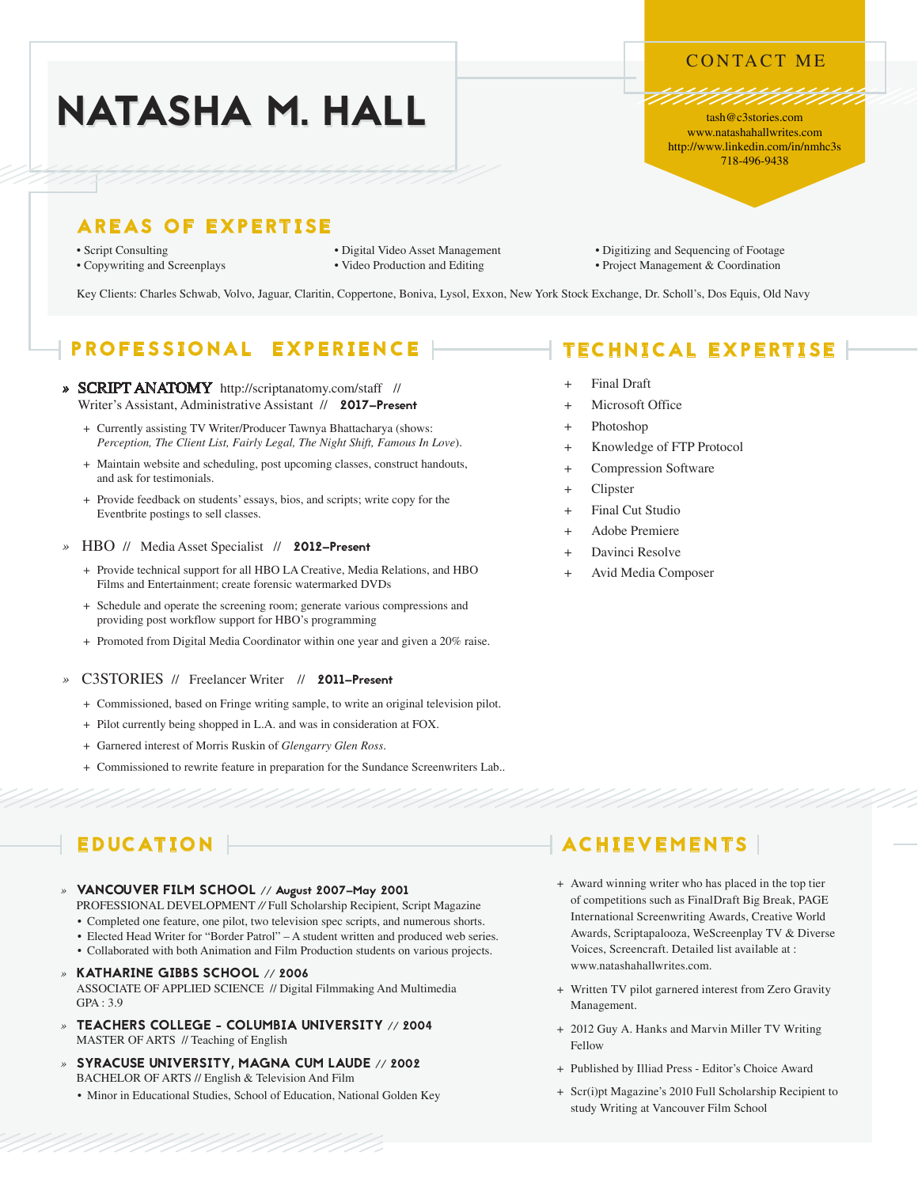# NATASHA M. HALL

## CONTACT ME

tash@c3stories.com
www.natashahallwrites.com
http://www.linkedin.com/in/nmhc3s
718-496-9438

## AREAS OF EXPERTISE

- Script Consulting
- Copywriting and Screenplays
- Digital Video Asset Management
- Video Production and Editing
- Digitizing and Sequencing of Footage
- Project Management & Coordination

Key Clients: Charles Schwab, Volvo, Jaguar, Claritin, Coppertone, Boniva, Lysol, Exxon, New York Stock Exchange, Dr. Scholl's, Dos Equis, Old Navy

## PROFESSIONAL EXPERIENCE

» SCRIPT ANATOMY http://scriptanatomy.com/staff // Writer's Assistant, Administrative Assistant // **2017–Present**

- + Currently assisting TV Writer/Producer Tawnya Bhattacharya (shows: *Perception, The Client List, Fairly Legal, The Night Shift, Famous In Love*).
- + Maintain website and scheduling, post upcoming classes, construct handouts, and ask for testimonials.
- + Provide feedback on students' essays, bios, and scripts; write copy for the Eventbrite postings to sell classes.

» HBO // Media Asset Specialist // **2012–Present**

- + Provide technical support for all HBO LA Creative, Media Relations, and HBO Films and Entertainment; create forensic watermarked DVDs
- + Schedule and operate the screening room; generate various compressions and providing post workflow support for HBO's programming
- + Promoted from Digital Media Coordinator within one year and given a 20% raise.

» C3STORIES // Freelancer Writer // **2011–Present**

- + Commissioned, based on Fringe writing sample, to write an original television pilot.
- + Pilot currently being shopped in L.A. and was in consideration at FOX.
- + Garnered interest of Morris Ruskin of *Glengarry Glen Ross*.
- + Commissioned to rewrite feature in preparation for the Sundance Screenwriters Lab..

## TECHNICAL EXPERTISE

- + Final Draft
- + Microsoft Office
- + Photoshop
- + Knowledge of FTP Protocol
- + Compression Software
- + Clipster
- + Final Cut Studio
- + Adobe Premiere
- + Davinci Resolve
- + Avid Media Composer

## EDUCATION

» **VANCOUVER FILM SCHOOL** // **August 2007–May 2001**
PROFESSIONAL DEVELOPMENT // Full Scholarship Recipient, Script Magazine

- Completed one feature, one pilot, two television spec scripts, and numerous shorts.
- Elected Head Writer for "Border Patrol" – A student written and produced web series.
- Collaborated with both Animation and Film Production students on various projects.

» **KATHARINE GIBBS SCHOOL** // **2006**
ASSOCIATE OF APPLIED SCIENCE // Digital Filmmaking And Multimedia
GPA : 3.9

» **TEACHERS COLLEGE - COLUMBIA UNIVERSITY** // **2004**
MASTER OF ARTS // Teaching of English

» **SYRACUSE UNIVERSITY, MAGNA CUM LAUDE** // **2002**
BACHELOR OF ARTS // English & Television And Film

- Minor in Educational Studies, School of Education, National Golden Key

## ACHIEVEMENTS

- + Award winning writer who has placed in the top tier of competitions such as FinalDraft Big Break, PAGE International Screenwriting Awards, Creative World Awards, Scriptapalooza, WeScreenplay TV & Diverse Voices, Screencraft. Detailed list available at : www.natashahallwrites.com.
- + Written TV pilot garnered interest from Zero Gravity Management.
- + 2012 Guy A. Hanks and Marvin Miller TV Writing Fellow
- + Published by Illiad Press - Editor's Choice Award
- + Scr(i)pt Magazine's 2010 Full Scholarship Recipient to study Writing at Vancouver Film School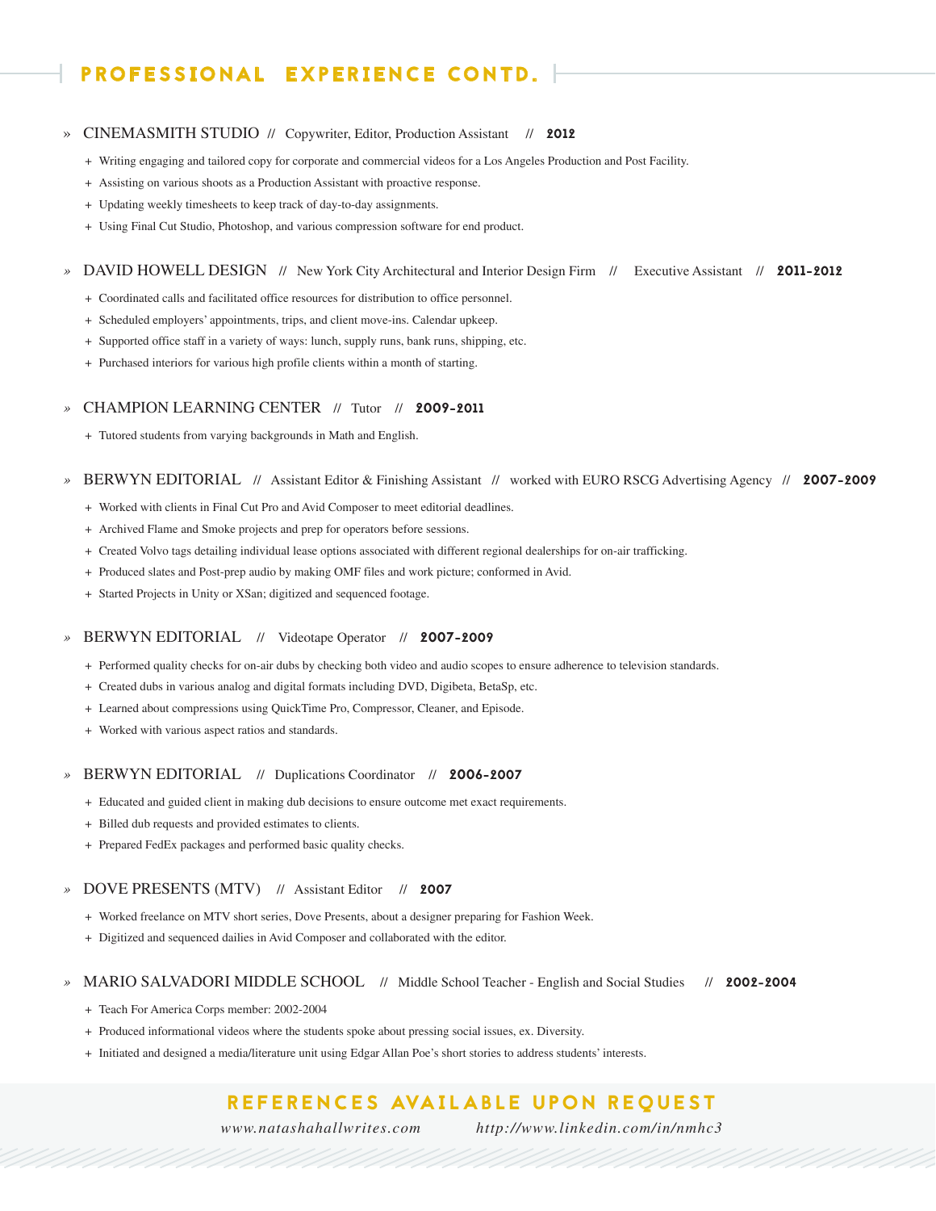## PROFESSIONAL EXPERIENCE CONTD.

» CINEMASMITH STUDIO // Copywriter, Editor, Production Assistant // **2012**

+ Writing engaging and tailored copy for corporate and commercial videos for a Los Angeles Production and Post Facility.
+ Assisting on various shoots as a Production Assistant with proactive response.
+ Updating weekly timesheets to keep track of day-to-day assignments.
+ Using Final Cut Studio, Photoshop, and various compression software for end product.

» DAVID HOWELL DESIGN // New York City Architectural and Interior Design Firm // Executive Assistant // **2011-2012**

+ Coordinated calls and facilitated office resources for distribution to office personnel.
+ Scheduled employers' appointments, trips, and client move-ins. Calendar upkeep.
+ Supported office staff in a variety of ways: lunch, supply runs, bank runs, shipping, etc.
+ Purchased interiors for various high profile clients within a month of starting.

» CHAMPION LEARNING CENTER // Tutor // **2009-2011**

+ Tutored students from varying backgrounds in Math and English.

» BERWYN EDITORIAL // Assistant Editor & Finishing Assistant // worked with EURO RSCG Advertising Agency // **2007-2009**

+ Worked with clients in Final Cut Pro and Avid Composer to meet editorial deadlines.
+ Archived Flame and Smoke projects and prep for operators before sessions.
+ Created Volvo tags detailing individual lease options associated with different regional dealerships for on-air trafficking.
+ Produced slates and Post-prep audio by making OMF files and work picture; conformed in Avid.
+ Started Projects in Unity or XSan; digitized and sequenced footage.

» BERWYN EDITORIAL // Videotape Operator // **2007-2009**

+ Performed quality checks for on-air dubs by checking both video and audio scopes to ensure adherence to television standards.
+ Created dubs in various analog and digital formats including DVD, Digibeta, BetaSp, etc.
+ Learned about compressions using QuickTime Pro, Compressor, Cleaner, and Episode.
+ Worked with various aspect ratios and standards.

» BERWYN EDITORIAL // Duplications Coordinator // **2006-2007**

+ Educated and guided client in making dub decisions to ensure outcome met exact requirements.
+ Billed dub requests and provided estimates to clients.
+ Prepared FedEx packages and performed basic quality checks.

» DOVE PRESENTS (MTV) // Assistant Editor // **2007**

+ Worked freelance on MTV short series, Dove Presents, about a designer preparing for Fashion Week.
+ Digitized and sequenced dailies in Avid Composer and collaborated with the editor.

» MARIO SALVADORI MIDDLE SCHOOL // Middle School Teacher - English and Social Studies // **2002-2004**

+ Teach For America Corps member: 2002-2004
+ Produced informational videos where the students spoke about pressing social issues, ex. Diversity.
+ Initiated and designed a media/literature unit using Edgar Allan Poe's short stories to address students' interests.

## REFERENCES AVAILABLE UPON REQUEST

*www.natashahallwrites.com* *http://www.linkedin.com/in/nmhc3*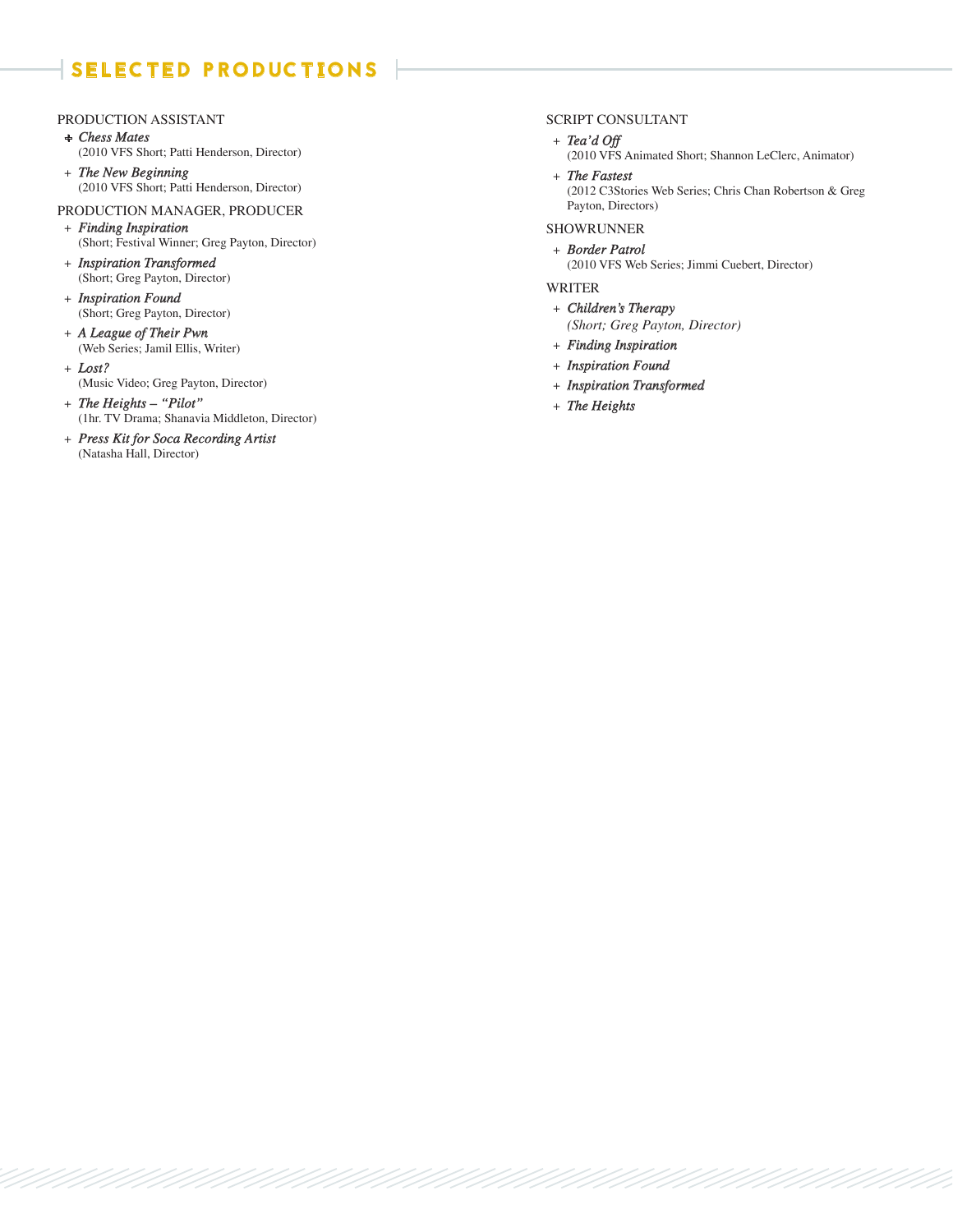# SELECTED PRODUCTIONS

### PRODUCTION ASSISTANT

+ *Chess Mates*
  (2010 VFS Short; Patti Henderson, Director)
+ *The New Beginning*
  (2010 VFS Short; Patti Henderson, Director)

### PRODUCTION MANAGER, PRODUCER

+ *Finding Inspiration*
  (Short; Festival Winner; Greg Payton, Director)
+ *Inspiration Transformed*
  (Short; Greg Payton, Director)
+ *Inspiration Found*
  (Short; Greg Payton, Director)
+ *A League of Their Pwn*
  (Web Series; Jamil Ellis, Writer)
+ *Lost?*
  (Music Video; Greg Payton, Director)
+ *The Heights – "Pilot"*
  (1hr. TV Drama; Shanavia Middleton, Director)
+ *Press Kit for Soca Recording Artist*
  (Natasha Hall, Director)

### SCRIPT CONSULTANT

+ *Tea'd Off*
  (2010 VFS Animated Short; Shannon LeClerc, Animator)
+ *The Fastest*
  (2012 C3Stories Web Series; Chris Chan Robertson & Greg Payton, Directors)

### SHOWRUNNER

+ *Border Patrol*
  (2010 VFS Web Series; Jimmi Cuebert, Director)

### WRITER

+ *Children's Therapy*
  *(Short; Greg Payton, Director)*
+ *Finding Inspiration*
+ *Inspiration Found*
+ *Inspiration Transformed*
+ *The Heights*